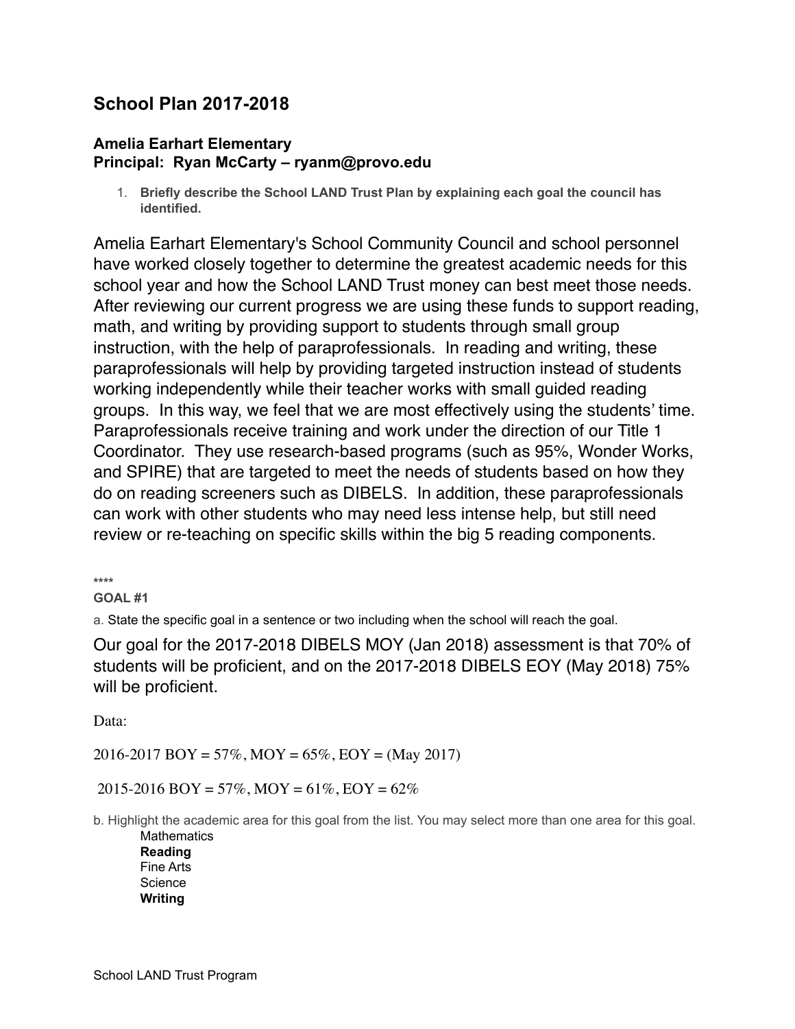## School Plan 2017-2018

### Amelia Earhart Elementary
### Principal: Ryan McCarty – ryanm@provo.edu

1. **Briefly describe the School LAND Trust Plan by explaining each goal the council has identified.**

Amelia Earhart Elementary's School Community Council and school personnel have worked closely together to determine the greatest academic needs for this school year and how the School LAND Trust money can best meet those needs. After reviewing our current progress we are using these funds to support reading, math, and writing by providing support to students through small group instruction, with the help of paraprofessionals. In reading and writing, these paraprofessionals will help by providing targeted instruction instead of students working independently while their teacher works with small guided reading groups. In this way, we feel that we are most effectively using the students' time. Paraprofessionals receive training and work under the direction of our Title 1 Coordinator. They use research-based programs (such as 95%, Wonder Works, and SPIRE) that are targeted to meet the needs of students based on how they do on reading screeners such as DIBELS. In addition, these paraprofessionals can work with other students who may need less intense help, but still need review or re-teaching on specific skills within the big 5 reading components.

****

**GOAL #1**

a. State the specific goal in a sentence or two including when the school will reach the goal.

Our goal for the 2017-2018 DIBELS MOY (Jan 2018) assessment is that 70% of students will be proficient, and on the 2017-2018 DIBELS EOY (May 2018) 75% will be proficient.

Data:

2016-2017 BOY = 57%, MOY = 65%, EOY = (May 2017)

2015-2016 BOY = 57%, MOY = 61%, EOY = 62%

b. Highlight the academic area for this goal from the list. You may select more than one area for this goal.

- Mathematics
- **Reading**
- Fine Arts
- Science
- **Writing**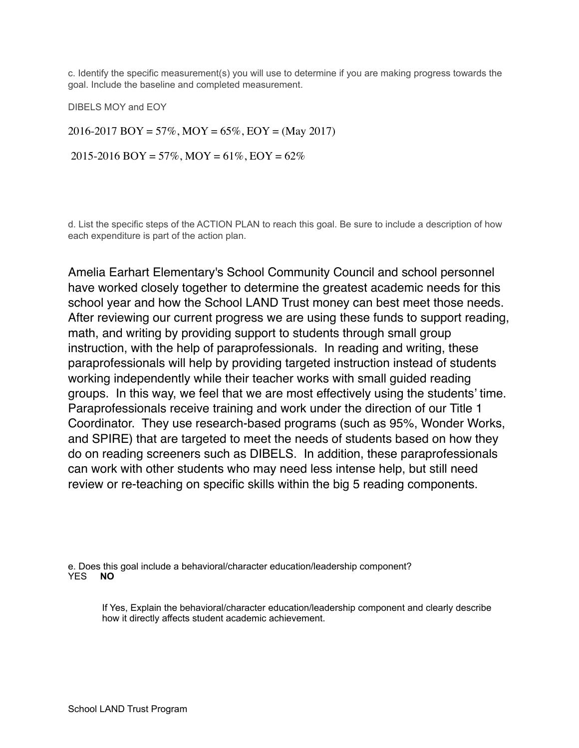c. Identify the specific measurement(s) you will use to determine if you are making progress towards the goal. Include the baseline and completed measurement.

DIBELS MOY and EOY

2016-2017 BOY = 57%, MOY = 65%, EOY = (May 2017)

2015-2016 BOY = 57%, MOY = 61%, EOY = 62%

d. List the specific steps of the ACTION PLAN to reach this goal. Be sure to include a description of how each expenditure is part of the action plan.

Amelia Earhart Elementary's School Community Council and school personnel have worked closely together to determine the greatest academic needs for this school year and how the School LAND Trust money can best meet those needs. After reviewing our current progress we are using these funds to support reading, math, and writing by providing support to students through small group instruction, with the help of paraprofessionals. In reading and writing, these paraprofessionals will help by providing targeted instruction instead of students working independently while their teacher works with small guided reading groups. In this way, we feel that we are most effectively using the students' time. Paraprofessionals receive training and work under the direction of our Title 1 Coordinator. They use research-based programs (such as 95%, Wonder Works, and SPIRE) that are targeted to meet the needs of students based on how they do on reading screeners such as DIBELS. In addition, these paraprofessionals can work with other students who may need less intense help, but still need review or re-teaching on specific skills within the big 5 reading components.

e. Does this goal include a behavioral/character education/leadership component?
YES **NO**

If Yes, Explain the behavioral/character education/leadership component and clearly describe how it directly affects student academic achievement.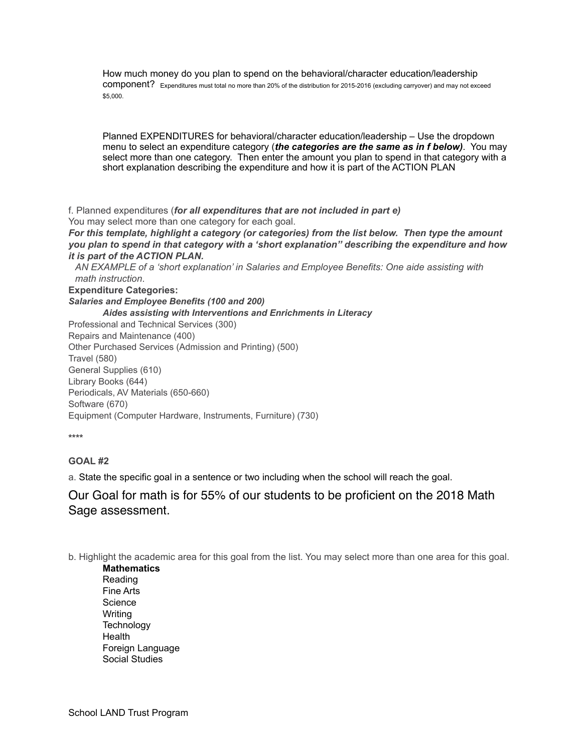How much money do you plan to spend on the behavioral/character education/leadership component? Expenditures must total no more than 20% of the distribution for 2015-2016 (excluding carryover) and may not exceed $5,000.

Planned EXPENDITURES for behavioral/character education/leadership – Use the dropdown menu to select an expenditure category (***the categories are the same as in f below)***. You may select more than one category. Then enter the amount you plan to spend in that category with a short explanation describing the expenditure and how it is part of the ACTION PLAN

f. Planned expenditures (***for all expenditures that are not included in part e)***

You may select more than one category for each goal.

***For this template, highlight a category (or categories) from the list below. Then type the amount you plan to spend in that category with a 'short explanation'' describing the expenditure and how it is part of the ACTION PLAN.***

*AN EXAMPLE of a 'short explanation' in Salaries and Employee Benefits: One aide assisting with math instruction*.

**Expenditure Categories:**

***Salaries and Employee Benefits (100 and 200)***

***Aides assisting with Interventions and Enrichments in Literacy***

Professional and Technical Services (300)

Repairs and Maintenance (400)

Other Purchased Services (Admission and Printing) (500)

Travel (580)

General Supplies (610)

Library Books (644)

Periodicals, AV Materials (650-660)

Software (670)

Equipment (Computer Hardware, Instruments, Furniture) (730)

****

**GOAL #2**

a. State the specific goal in a sentence or two including when the school will reach the goal.

Our Goal for math is for 55% of our students to be proficient on the 2018 Math Sage assessment.

b. Highlight the academic area for this goal from the list. You may select more than one area for this goal.

**Mathematics**
Reading
Fine Arts
Science
Writing
Technology
Health
Foreign Language
Social Studies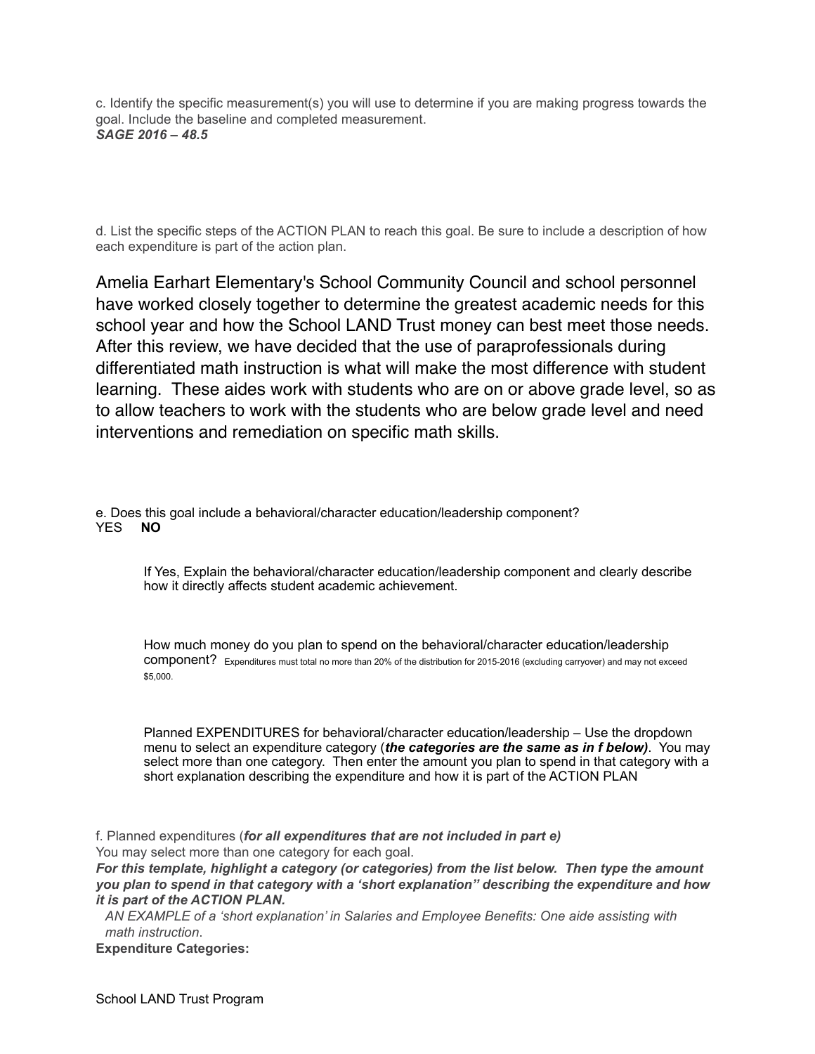c. Identify the specific measurement(s) you will use to determine if you are making progress towards the goal. Include the baseline and completed measurement.
***SAGE 2016 – 48.5***

d. List the specific steps of the ACTION PLAN to reach this goal. Be sure to include a description of how each expenditure is part of the action plan.

Amelia Earhart Elementary's School Community Council and school personnel have worked closely together to determine the greatest academic needs for this school year and how the School LAND Trust money can best meet those needs. After this review, we have decided that the use of paraprofessionals during differentiated math instruction is what will make the most difference with student learning. These aides work with students who are on or above grade level, so as to allow teachers to work with the students who are below grade level and need interventions and remediation on specific math skills.

e. Does this goal include a behavioral/character education/leadership component?
YES **NO**

If Yes, Explain the behavioral/character education/leadership component and clearly describe how it directly affects student academic achievement.

How much money do you plan to spend on the behavioral/character education/leadership component? Expenditures must total no more than 20% of the distribution for 2015-2016 (excluding carryover) and may not exceed $5,000.

Planned EXPENDITURES for behavioral/character education/leadership – Use the dropdown menu to select an expenditure category (***the categories are the same as in f below)***. You may select more than one category. Then enter the amount you plan to spend in that category with a short explanation describing the expenditure and how it is part of the ACTION PLAN

f. Planned expenditures (***for all expenditures that are not included in part e)***
You may select more than one category for each goal.
***For this template, highlight a category (or categories) from the list below. Then type the amount you plan to spend in that category with a 'short explanation'' describing the expenditure and how it is part of the ACTION PLAN.***

*AN EXAMPLE of a 'short explanation' in Salaries and Employee Benefits: One aide assisting with math instruction*.

**Expenditure Categories:**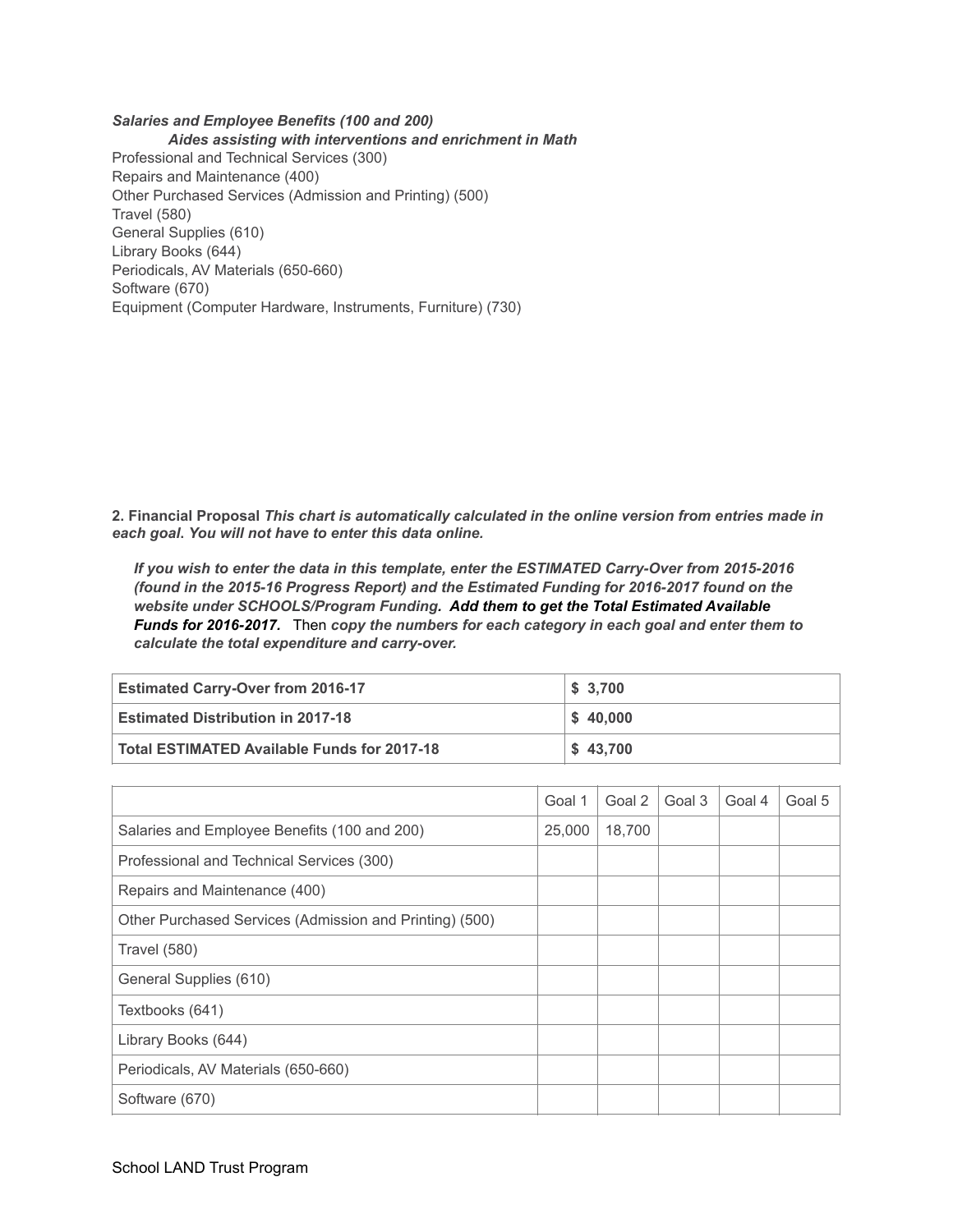***Salaries and Employee Benefits (100 and 200)***

***Aides assisting with interventions and enrichment in Math***

Professional and Technical Services (300)
Repairs and Maintenance (400)
Other Purchased Services (Admission and Printing) (500)
Travel (580)
General Supplies (610)
Library Books (644)
Periodicals, AV Materials (650-660)
Software (670)
Equipment (Computer Hardware, Instruments, Furniture) (730)

**2. Financial Proposal** ***This chart is automatically calculated in the online version from entries made in each goal. You will not have to enter this data online.***

> ***If you wish to enter the data in this template, enter the ESTIMATED Carry-Over from 2015-2016 (found in the 2015-16 Progress Report) and the Estimated Funding for 2016-2017 found on the website under SCHOOLS/Program Funding. Add them to get the Total Estimated Available Funds for 2016-2017.*** Then ***copy the numbers for each category in each goal and enter them to calculate the total expenditure and carry-over.***

| **Estimated Carry-Over from 2016-17** | **$ 3,700** |
|---|---|
| **Estimated Distribution in 2017-18** | **$ 40,000** |
| **Total ESTIMATED Available Funds for 2017-18** | **$ 43,700** |

| | Goal 1 | Goal 2 | Goal 3 | Goal 4 | Goal 5 |
|---|---|---|---|---|---|
| Salaries and Employee Benefits (100 and 200) | 25,000 | 18,700 | | | |
| Professional and Technical Services (300) | | | | | |
| Repairs and Maintenance (400) | | | | | |
| Other Purchased Services (Admission and Printing) (500) | | | | | |
| Travel (580) | | | | | |
| General Supplies (610) | | | | | |
| Textbooks (641) | | | | | |
| Library Books (644) | | | | | |
| Periodicals, AV Materials (650-660) | | | | | |
| Software (670) | | | | | |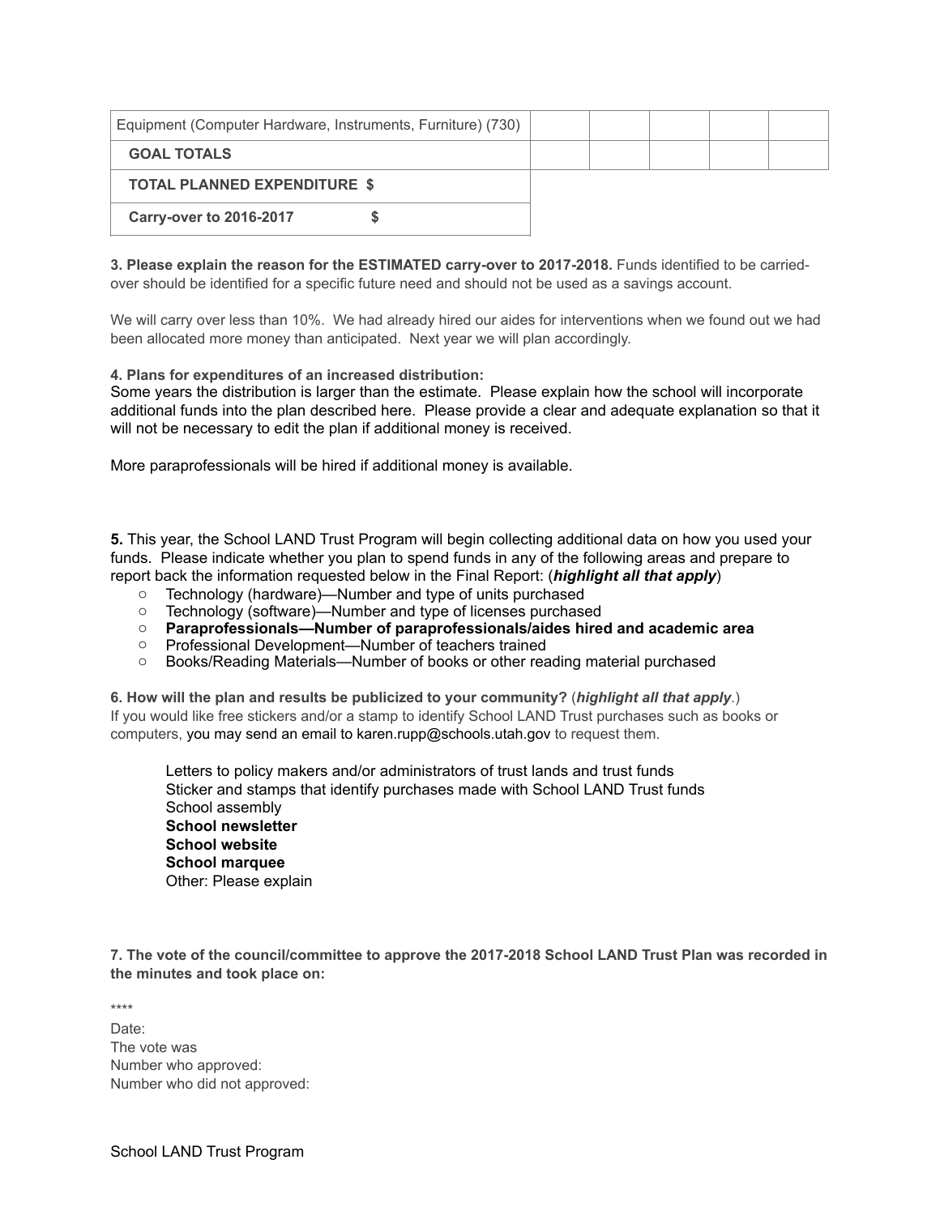| Equipment (Computer Hardware, Instruments, Furniture) (730) | | | | | |
|---|---|---|---|---|---|
| **GOAL TOTALS** | | | | | |
| **TOTAL PLANNED EXPENDITURE $** | | | | | |
| **Carry-over to 2016-2017 $** | | | | | |

**3. Please explain the reason for the ESTIMATED carry-over to 2017-2018.** Funds identified to be carried-over should be identified for a specific future need and should not be used as a savings account.

We will carry over less than 10%. We had already hired our aides for interventions when we found out we had been allocated more money than anticipated. Next year we will plan accordingly.

**4. Plans for expenditures of an increased distribution:**
Some years the distribution is larger than the estimate. Please explain how the school will incorporate additional funds into the plan described here. Please provide a clear and adequate explanation so that it will not be necessary to edit the plan if additional money is received.

More paraprofessionals will be hired if additional money is available.

**5.** This year, the School LAND Trust Program will begin collecting additional data on how you used your funds. Please indicate whether you plan to spend funds in any of the following areas and prepare to report back the information requested below in the Final Report: (***highlight all that apply***)

- Technology (hardware)—Number and type of units purchased
- Technology (software)—Number and type of licenses purchased
- **Paraprofessionals—Number of paraprofessionals/aides hired and academic area**
- Professional Development—Number of teachers trained
- Books/Reading Materials—Number of books or other reading material purchased

**6. How will the plan and results be publicized to your community?** (***highlight all that apply***.)
If you would like free stickers and/or a stamp to identify School LAND Trust purchases such as books or computers, you may send an email to karen.rupp@schools.utah.gov to request them.

Letters to policy makers and/or administrators of trust lands and trust funds
Sticker and stamps that identify purchases made with School LAND Trust funds
School assembly
**School newsletter**
**School website**
**School marquee**
Other: Please explain

**7. The vote of the council/committee to approve the 2017-2018 School LAND Trust Plan was recorded in the minutes and took place on:**

****
Date:
The vote was
Number who approved:
Number who did not approved: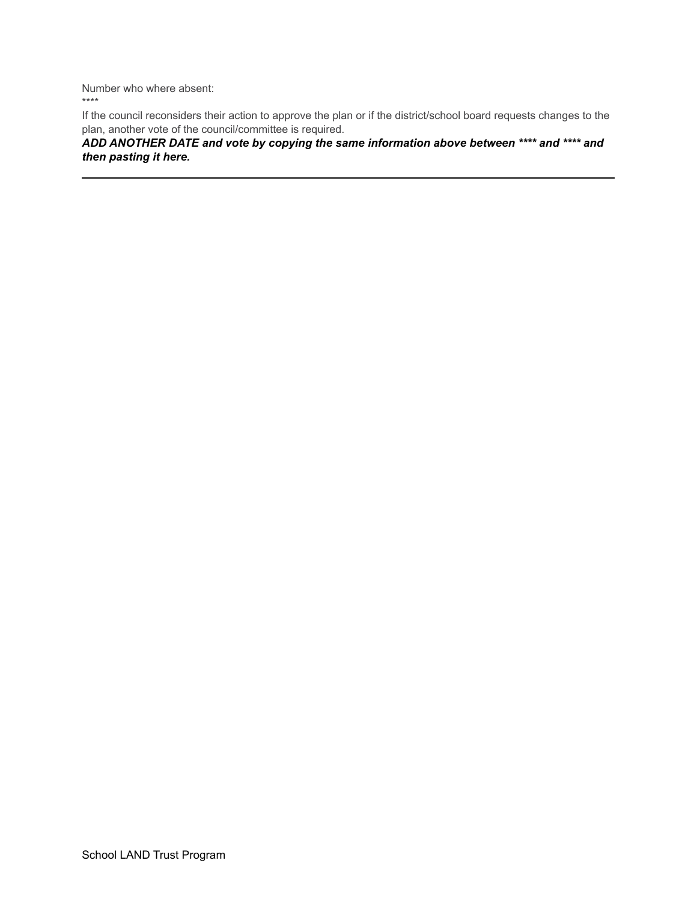Number who where absent:

****

If the council reconsiders their action to approve the plan or if the district/school board requests changes to the plan, another vote of the council/committee is required.

***ADD ANOTHER DATE and vote by copying the same information above between **** and **** and then pasting it here.***

---